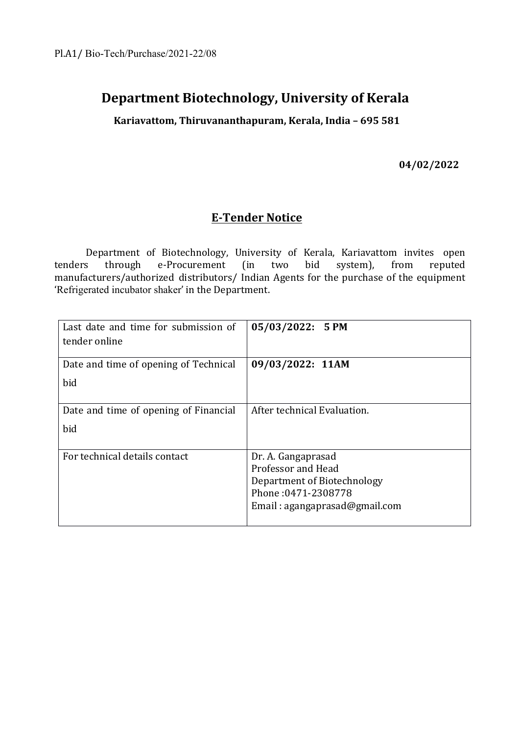Pl.A1/ Bio-Tech/Purchase/2021-22/08

# Department Biotechnology, University of Kerala

**Kariavattom, Thiruvananthapuram, Kerala, India – 695 581**

**04/02/2022**

## E-Tender Notice

Department of Biotechnology, University of Kerala, Kariavattom invites open tenders through e-Procurement (in two bid system), from reputed manufacturers/authorized distributors/ Indian Agents for the purchase of the equipment 'Refrigerated incubator shaker' in the Department.

| | |
|---|---|
| Last date and time for submission of tender online | **05/03/2022: 5 PM** |
| Date and time of opening of Technical bid | **09/03/2022: 11AM** |
| Date and time of opening of Financial bid | After technical Evaluation. |
| For technical details contact | Dr. A. Gangaprasad<br>Professor and Head<br>Department of Biotechnology<br>Phone :0471- 2308778<br>Email : agangaprasad@gmail.com |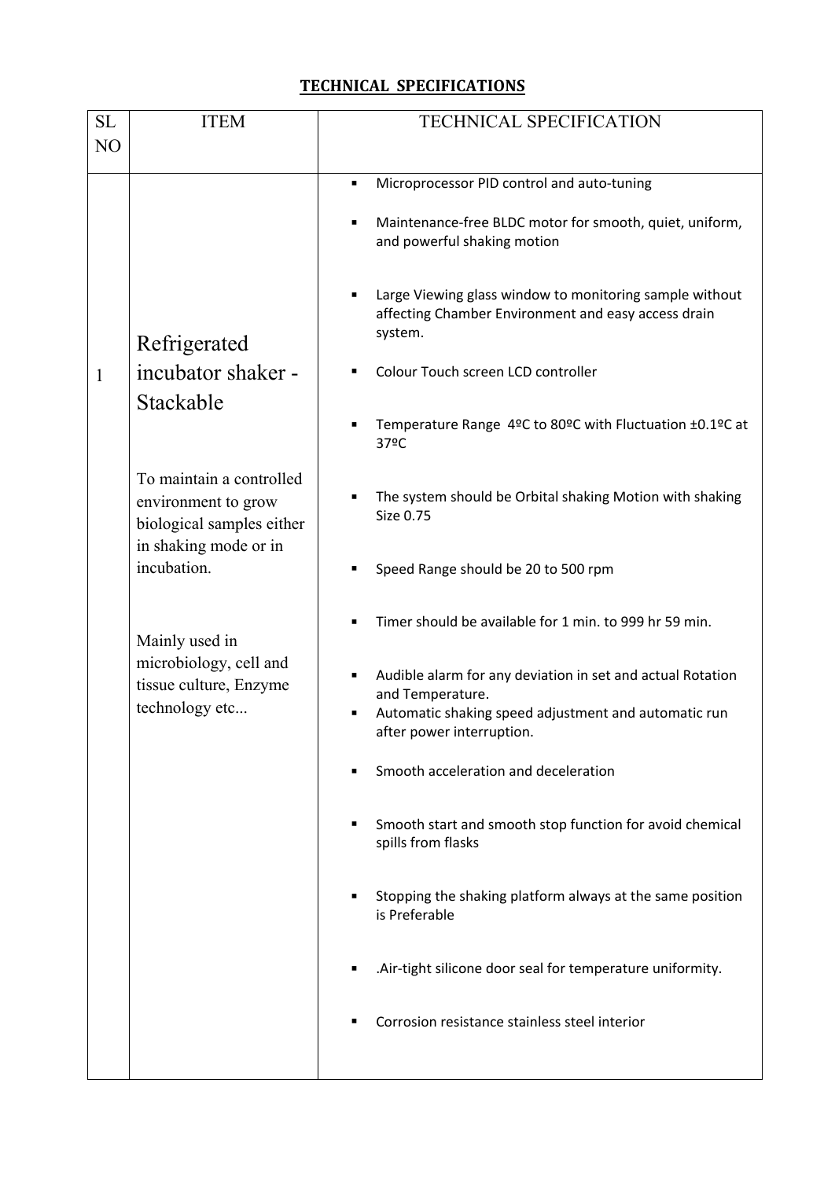**TECHNICAL SPECIFICATIONS**

| SL NO | ITEM | TECHNICAL SPECIFICATION |
|---|---|---|
| 1 | Refrigerated incubator shaker - Stackable<br><br>To maintain a controlled environment to grow biological samples either in shaking mode or in incubation.<br><br>Mainly used in microbiology, cell and tissue culture, Enzyme technology etc... | ▪ Microprocessor PID control and auto-tuning<br>▪ Maintenance-free BLDC motor for smooth, quiet, uniform, and powerful shaking motion<br>▪ Large Viewing glass window to monitoring sample without affecting Chamber Environment and easy access drain system.<br>▪ Colour Touch screen LCD controller<br>▪ Temperature Range 4ºC to 80ºC with Fluctuation ±0.1ºC at 37ºC<br>▪ The system should be Orbital shaking Motion with shaking Size 0.75<br>▪ Speed Range should be 20 to 500 rpm<br>▪ Timer should be available for 1 min. to 999 hr 59 min.<br>▪ Audible alarm for any deviation in set and actual Rotation and Temperature.<br>▪ Automatic shaking speed adjustment and automatic run after power interruption.<br>▪ Smooth acceleration and deceleration<br>▪ Smooth start and smooth stop function for avoid chemical spills from flasks<br>▪ Stopping the shaking platform always at the same position is Preferable<br>▪ .Air-tight silicone door seal for temperature uniformity.<br>▪ Corrosion resistance stainless steel interior |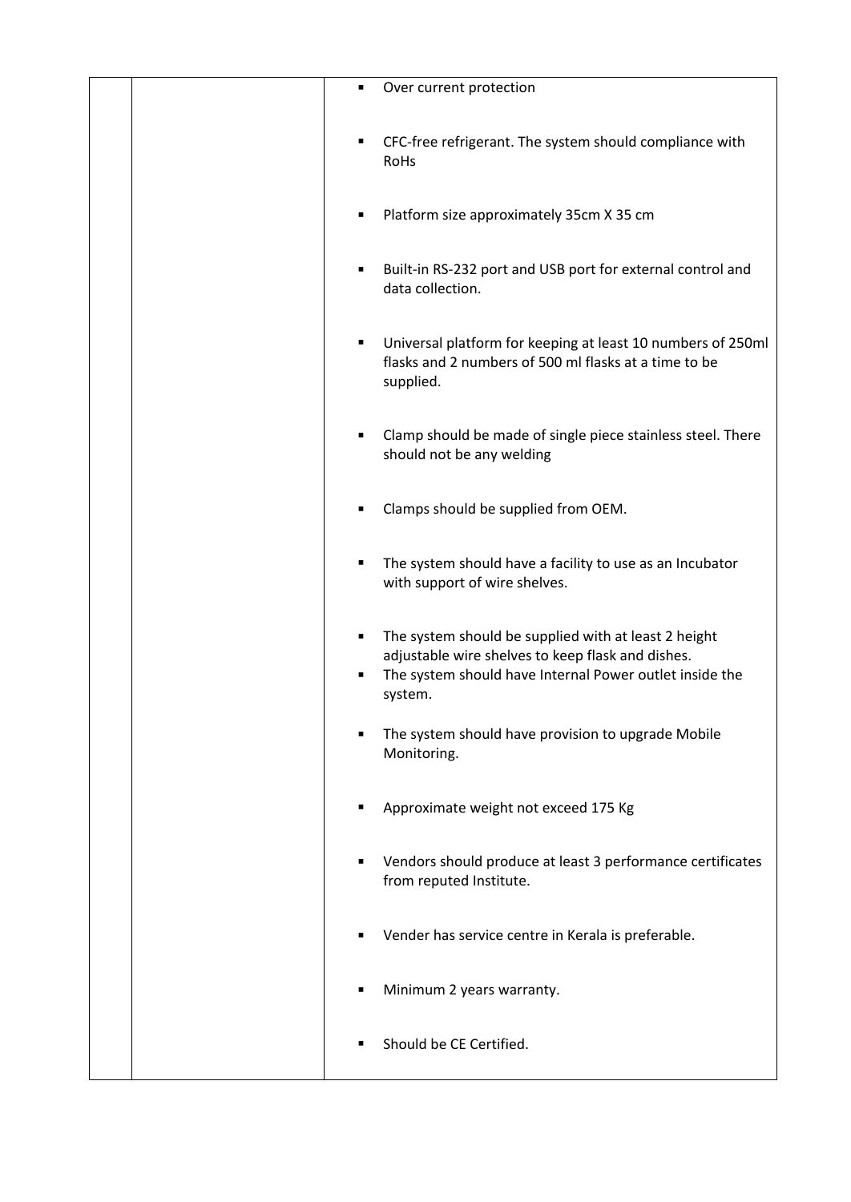| | | |
|---|---|---|
| | | <ul><li>Over current protection</li><li>CFC-free refrigerant. The system should compliance with RoHs</li><li>Platform size approximately 35cm X 35 cm</li><li>Built-in RS-232 port and USB port for external control and data collection.</li><li>Universal platform for keeping at least 10 numbers of 250ml flasks and 2 numbers of 500 ml flasks at a time to be supplied.</li><li>Clamp should be made of single piece stainless steel. There should not be any welding</li><li>Clamps should be supplied from OEM.</li><li>The system should have a facility to use as an Incubator with support of wire shelves.</li><li>The system should be supplied with at least 2 height adjustable wire shelves to keep flask and dishes.</li><li>The system should have Internal Power outlet inside the system.</li><li>The system should have provision to upgrade Mobile Monitoring.</li><li>Approximate weight not exceed 175 Kg</li><li>Vendors should produce at least 3 performance certificates from reputed Institute.</li><li>Vender has service centre in Kerala is preferable.</li><li>Minimum 2 years warranty.</li><li>Should be CE Certified.</li></ul> |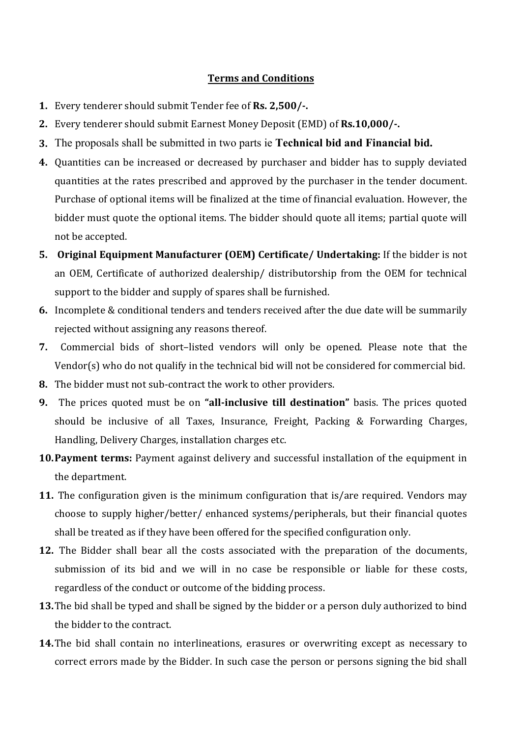## **Terms and Conditions**

1. Every tenderer should submit Tender fee of **Rs. 2,500/-.**
2. Every tenderer should submit Earnest Money Deposit (EMD) of **Rs.10,000/-.**
3. The proposals shall be submitted in two parts ie **Technical bid and Financial bid.**
4. Quantities can be increased or decreased by purchaser and bidder has to supply deviated quantities at the rates prescribed and approved by the purchaser in the tender document. Purchase of optional items will be finalized at the time of financial evaluation. However, the bidder must quote the optional items. The bidder should quote all items; partial quote will not be accepted.
5. **Original Equipment Manufacturer (OEM) Certificate/ Undertaking:** If the bidder is not an OEM, Certificate of authorized dealership/ distributorship from the OEM for technical support to the bidder and supply of spares shall be furnished.
6. Incomplete & conditional tenders and tenders received after the due date will be summarily rejected without assigning any reasons thereof.
7. Commercial bids of short–listed vendors will only be opened. Please note that the Vendor(s) who do not qualify in the technical bid will not be considered for commercial bid.
8. The bidder must not sub-contract the work to other providers.
9. The prices quoted must be on **"all-inclusive till destination"** basis. The prices quoted should be inclusive of all Taxes, Insurance, Freight, Packing & Forwarding Charges, Handling, Delivery Charges, installation charges etc.
10. **Payment terms:** Payment against delivery and successful installation of the equipment in the department.
11. The configuration given is the minimum configuration that is/are required. Vendors may choose to supply higher/better/ enhanced systems/peripherals, but their financial quotes shall be treated as if they have been offered for the specified configuration only.
12. The Bidder shall bear all the costs associated with the preparation of the documents, submission of its bid and we will in no case be responsible or liable for these costs, regardless of the conduct or outcome of the bidding process.
13. The bid shall be typed and shall be signed by the bidder or a person duly authorized to bind the bidder to the contract.
14. The bid shall contain no interlineations, erasures or overwriting except as necessary to correct errors made by the Bidder. In such case the person or persons signing the bid shall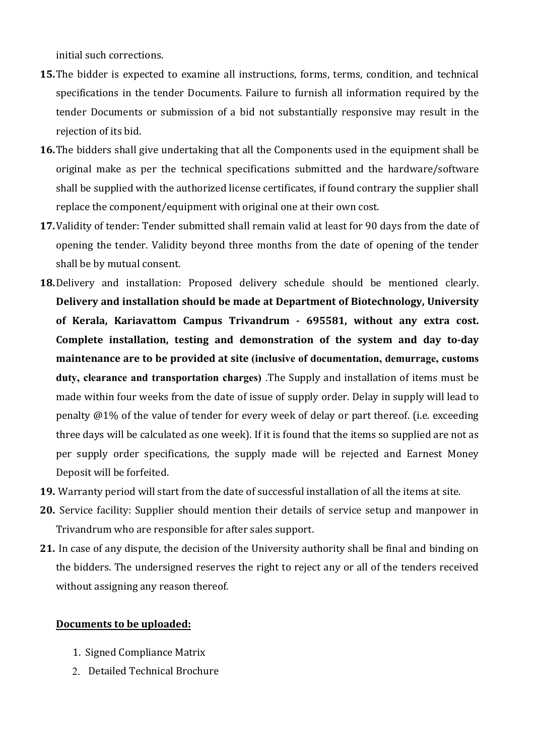initial such corrections.

**15.** The bidder is expected to examine all instructions, forms, terms, condition, and technical specifications in the tender Documents. Failure to furnish all information required by the tender Documents or submission of a bid not substantially responsive may result in the rejection of its bid.

**16.** The bidders shall give undertaking that all the Components used in the equipment shall be original make as per the technical specifications submitted and the hardware/software shall be supplied with the authorized license certificates, if found contrary the supplier shall replace the component/equipment with original one at their own cost.

**17.** Validity of tender: Tender submitted shall remain valid at least for 90 days from the date of opening the tender. Validity beyond three months from the date of opening of the tender shall be by mutual consent.

**18.** Delivery and installation: Proposed delivery schedule should be mentioned clearly. **Delivery and installation should be made at Department of Biotechnology, University of Kerala, Kariavattom Campus Trivandrum - 695581, without any extra cost. Complete installation, testing and demonstration of the system and day to-day maintenance are to be provided at site (inclusive of documentation, demurrage, customs duty, clearance and transportation charges)** .The Supply and installation of items must be made within four weeks from the date of issue of supply order. Delay in supply will lead to penalty @1% of the value of tender for every week of delay or part thereof. (i.e. exceeding three days will be calculated as one week). If it is found that the items so supplied are not as per supply order specifications, the supply made will be rejected and Earnest Money Deposit will be forfeited.

**19.** Warranty period will start from the date of successful installation of all the items at site.

**20.** Service facility: Supplier should mention their details of service setup and manpower in Trivandrum who are responsible for after sales support.

**21.** In case of any dispute, the decision of the University authority shall be final and binding on the bidders. The undersigned reserves the right to reject any or all of the tenders received without assigning any reason thereof.

<u>**Documents to be uploaded:**</u>

1. Signed Compliance Matrix
2. Detailed Technical Brochure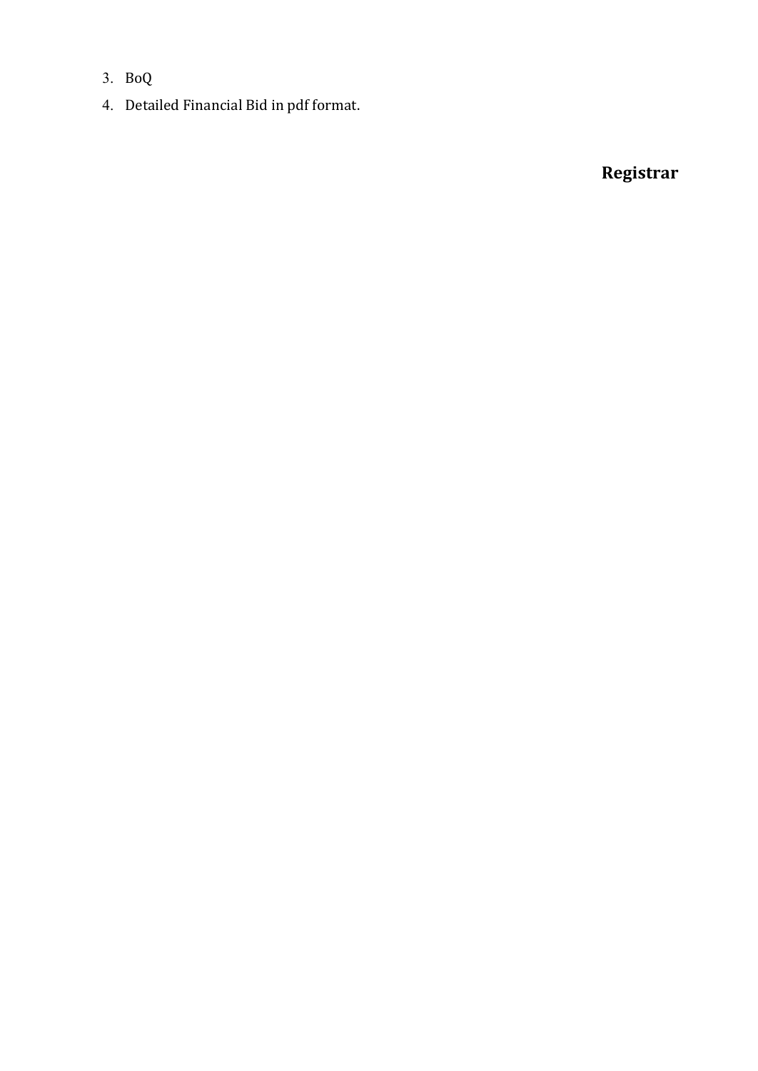3. BoQ
4. Detailed Financial Bid in pdf format.

**Registrar**